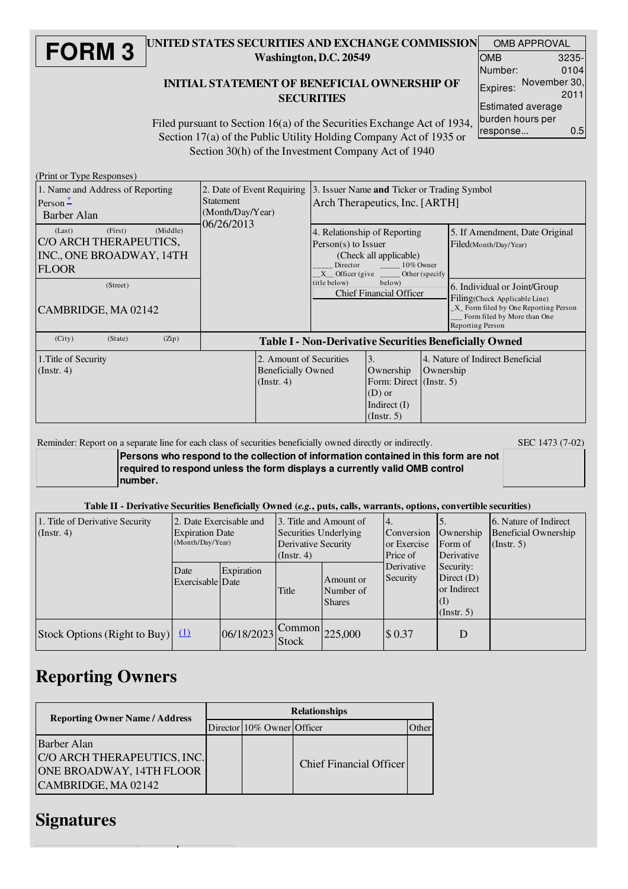# FORM 3

**UNITED STATES SECURITIES AND EXCHANGE COMMISSION**
**Washington, D.C. 20549**

**INITIAL STATEMENT OF BENEFICIAL OWNERSHIP OF SECURITIES**

Filed pursuant to Section 16(a) of the Securities Exchange Act of 1934, Section 17(a) of the Public Utility Holding Company Act of 1935 or Section 30(h) of the Investment Company Act of 1940

| OMB APPROVAL | |
|---|---|
| OMB Number: | 3235-0104 |
| Expires: | November 30, 2011 |
| Estimated average burden hours per response... | 0.5 |

(Print or Type Responses)

| 1. Name and Address of Reporting Person * | 2. Date of Event Requiring Statement (Month/Day/Year) | 3. Issuer Name and Ticker or Trading Symbol | |
|---|---|---|---|
| Barber Alan | 06/26/2013 | Arch Therapeutics, Inc. [ARTH] | |
| (Last) (First) (Middle) C/O ARCH THERAPEUTICS, INC., ONE BROADWAY, 14TH FLOOR | | 4. Relationship of Reporting Person(s) to Issuer (Check all applicable) ____ Director ____ 10% Owner _X_ Officer (give title below) ____ Other (specify below) Chief Financial Officer | 5. If Amendment, Date Original Filed(Month/Day/Year) |
| (Street) CAMBRIDGE, MA 02142 | | | 6. Individual or Joint/Group Filing(Check Applicable Line) _X_ Form filed by One Reporting Person ___ Form filed by More than One Reporting Person |
| (City) (State) (Zip) | | | |

**Table I - Non-Derivative Securities Beneficially Owned**

| 1.Title of Security (Instr. 4) | 2. Amount of Securities Beneficially Owned (Instr. 4) | 3. Ownership Form: Direct (D) or Indirect (I) (Instr. 5) | 4. Nature of Indirect Beneficial Ownership (Instr. 5) |
|---|---|---|---|

Reminder: Report on a separate line for each class of securities beneficially owned directly or indirectly.

SEC 1473 (7-02)

**Persons who respond to the collection of information contained in this form are not required to respond unless the form displays a currently valid OMB control number.**

**Table II - Derivative Securities Beneficially Owned (*e.g.*, puts, calls, warrants, options, convertible securities)**

| 1. Title of Derivative Security (Instr. 4) | 2. Date Exercisable and Expiration Date (Month/Day/Year) | | 3. Title and Amount of Securities Underlying Derivative Security (Instr. 4) | | 4. Conversion or Exercise Price of Derivative Security | 5. Ownership Form of Derivative Security: Direct (D) or Indirect (I) (Instr. 5) | 6. Nature of Indirect Beneficial Ownership (Instr. 5) |
|---|---|---|---|---|---|---|---|
| | Date Exercisable | Expiration Date | Title | Amount or Number of Shares | | | |
| Stock Options (Right to Buy) | (1) | 06/18/2023 | Common Stock | 225,000 | $ 0.37 | D | |

## Reporting Owners

| Reporting Owner Name / Address | Relationships | | | |
|---|---|---|---|---|
| | Director | 10% Owner | Officer | Other |
| Barber Alan C/O ARCH THERAPEUTICS, INC. ONE BROADWAY, 14TH FLOOR CAMBRIDGE, MA 02142 | | | Chief Financial Officer | |

## Signatures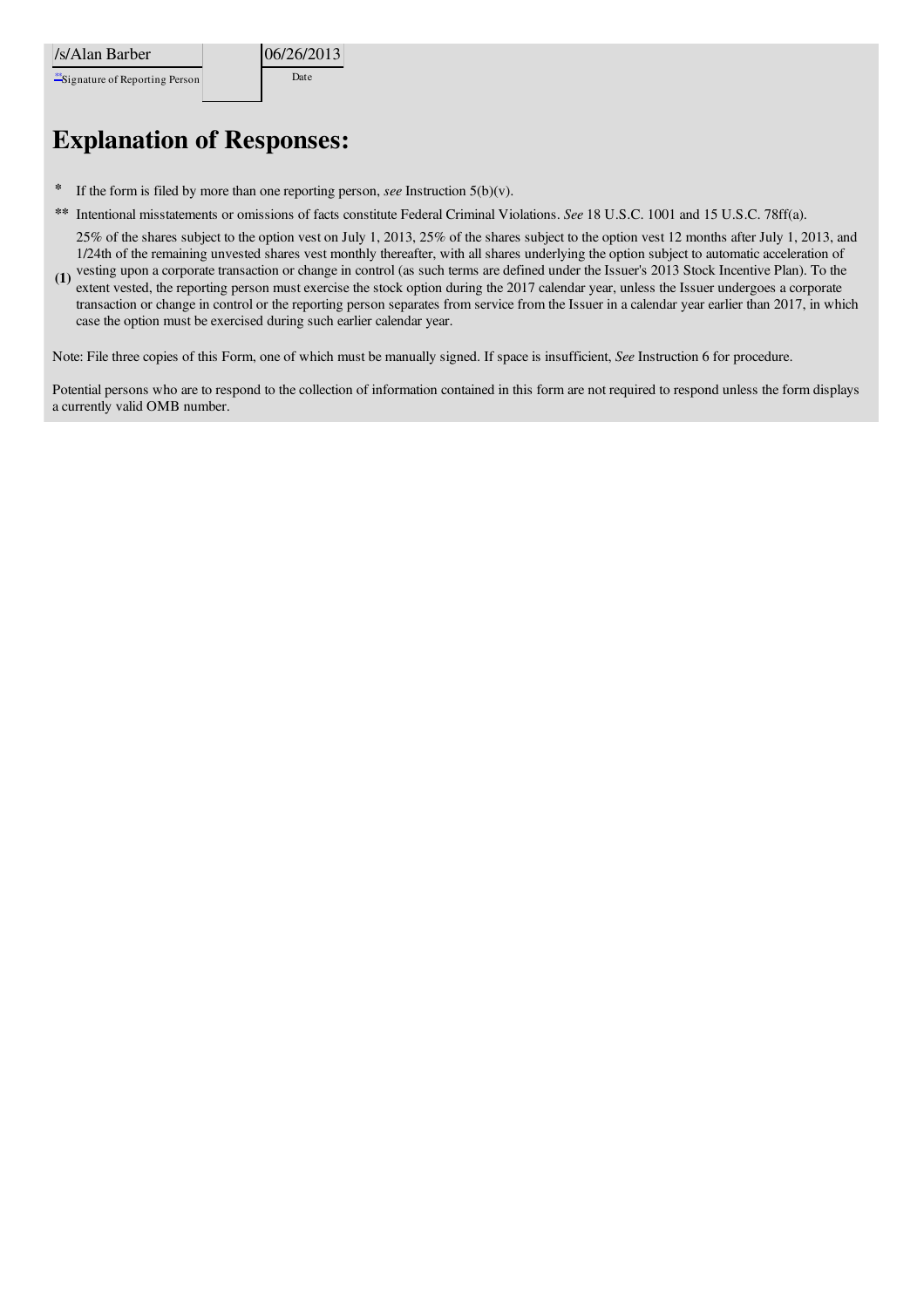| /s/Alan Barber | | 06/26/2013 |
| --- | --- | --- |
| ** Signature of Reporting Person | | Date |

# Explanation of Responses:

\* If the form is filed by more than one reporting person, *see* Instruction 5(b)(v).

\*\* Intentional misstatements or omissions of facts constitute Federal Criminal Violations. *See* 18 U.S.C. 1001 and 15 U.S.C. 78ff(a).

**(1)** 25% of the shares subject to the option vest on July 1, 2013, 25% of the shares subject to the option vest 12 months after July 1, 2013, and 1/24th of the remaining unvested shares vest monthly thereafter, with all shares underlying the option subject to automatic acceleration of vesting upon a corporate transaction or change in control (as such terms are defined under the Issuer's 2013 Stock Incentive Plan). To the extent vested, the reporting person must exercise the stock option during the 2017 calendar year, unless the Issuer undergoes a corporate transaction or change in control or the reporting person separates from service from the Issuer in a calendar year earlier than 2017, in which case the option must be exercised during such earlier calendar year.

Note: File three copies of this Form, one of which must be manually signed. If space is insufficient, *See* Instruction 6 for procedure.

Potential persons who are to respond to the collection of information contained in this form are not required to respond unless the form displays a currently valid OMB number.